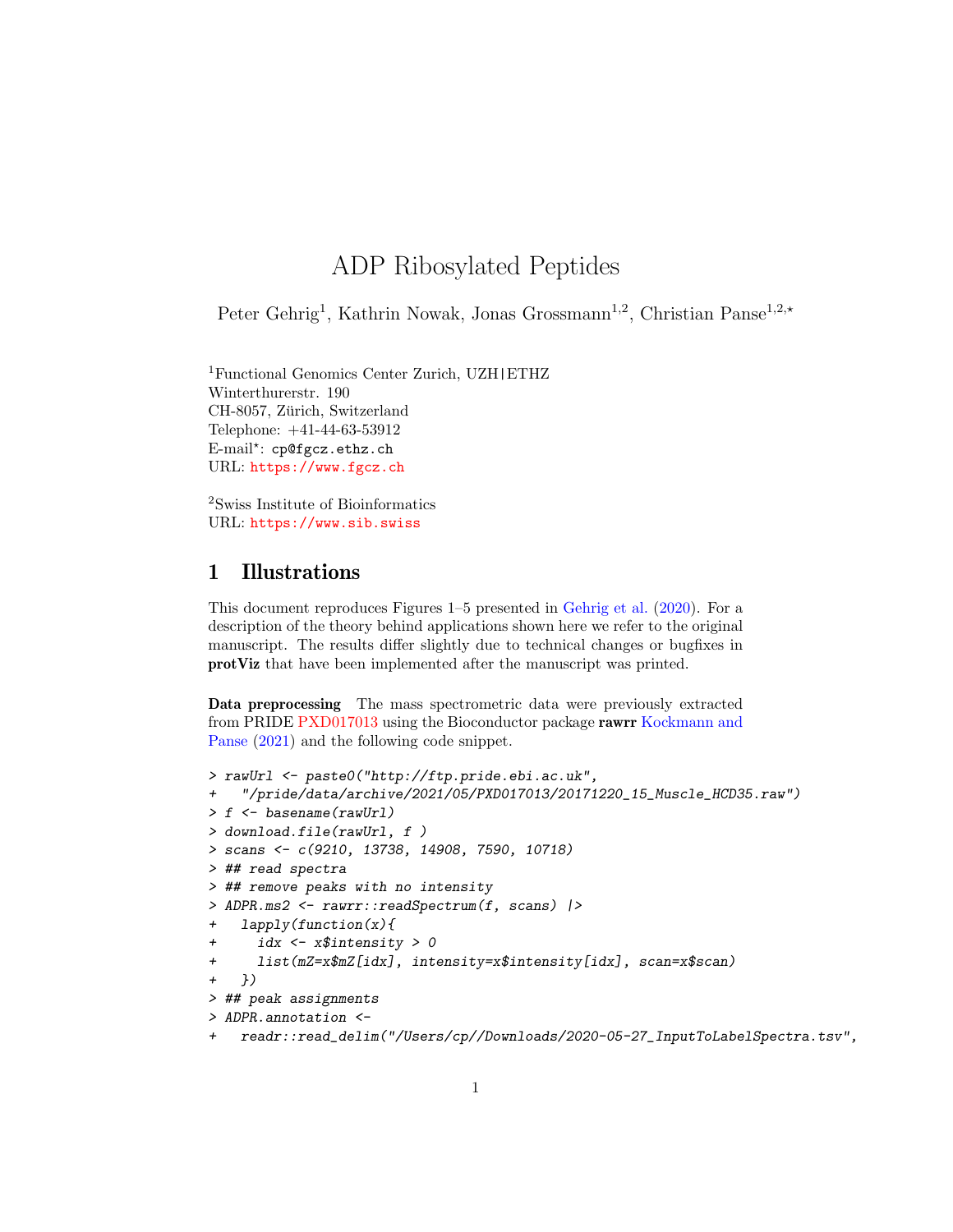# ADP Ribosylated Peptides

Peter Gehrig[1], Kathrin Nowak, Jonas Grossmann[1,2], Christian Panse[1,2,⋆]

[1]Functional Genomics Center Zurich, UZH|ETHZ
Winterthurerstr. 190
CH-8057, Zürich, Switzerland
Telephone: +41-44-63-53912
E-mail⋆: `cp@fgcz.ethz.ch`
URL: https://www.fgcz.ch

[2]Swiss Institute of Bioinformatics
URL: https://www.sib.swiss

## 1 Illustrations

This document reproduces Figures 1–5 presented in Gehrig et al. (2020). For a description of the theory behind applications shown here we refer to the original manuscript. The results differ slightly due to technical changes or bugfixes in **protViz** that have been implemented after the manuscript was printed.

**Data preprocessing** The mass spectrometric data were previously extracted from PRIDE PXD017013 using the Bioconductor package **rawrr** Kockmann and Panse (2021) and the following code snippet.

```
> rawUrl <- paste0("http://ftp.pride.ebi.ac.uk",
+   "/pride/data/archive/2021/05/PXD017013/20171220_15_Muscle_HCD35.raw")
> f <- basename(rawUrl)
> download.file(rawUrl, f )
> scans <- c(9210, 13738, 14908, 7590, 10718)
> ## read spectra
> ## remove peaks with no intensity
> ADPR.ms2 <- rawrr::readSpectrum(f, scans) |>
+   lapply(function(x){
+     idx <- x$intensity > 0
+     list(mZ=x$mZ[idx], intensity=x$intensity[idx], scan=x$scan)
+   })
> ## peak assignments
> ADPR.annotation <-
+   readr::read_delim("/Users/cp//Downloads/2020-05-27_InputToLabelSpectra.tsv",
```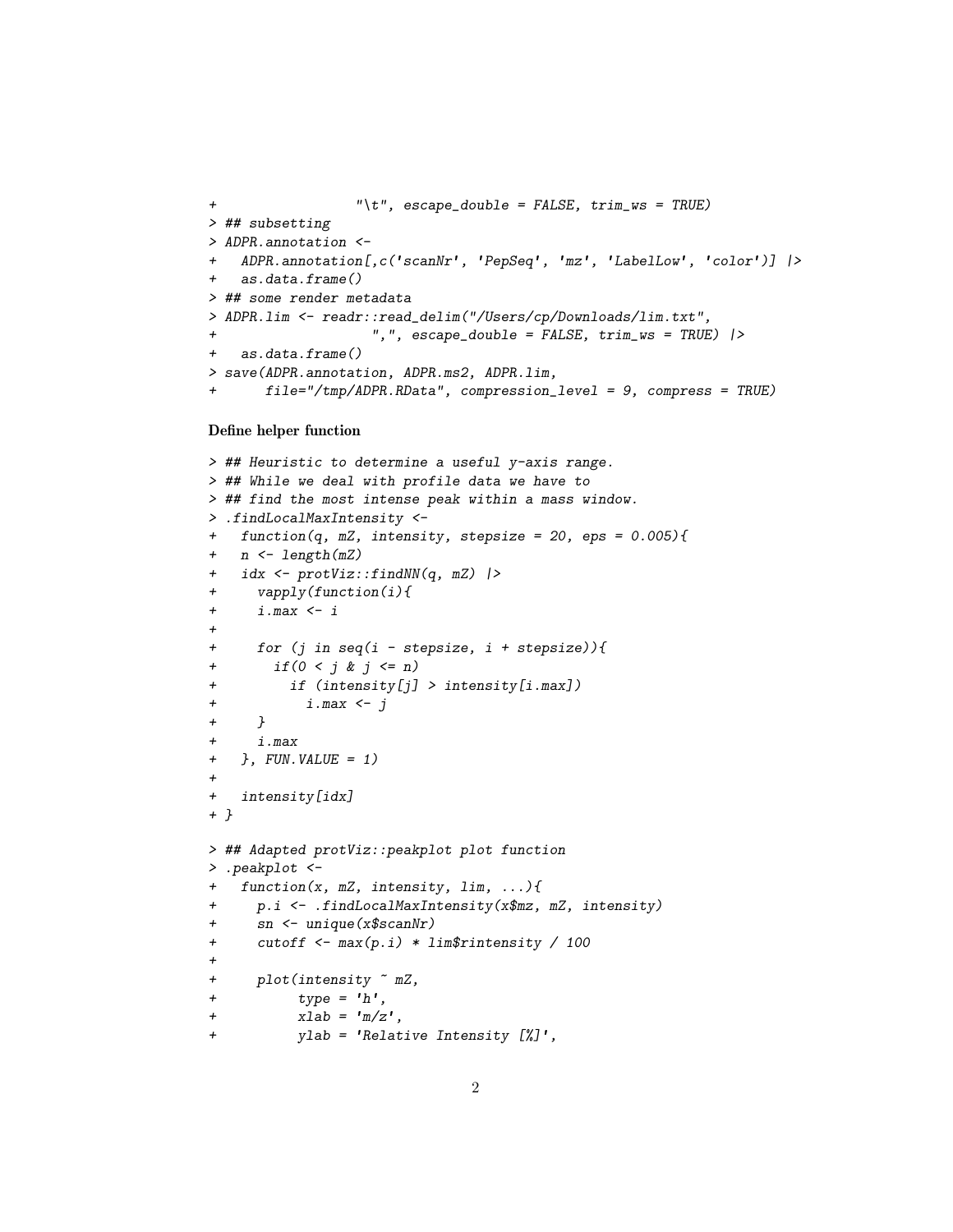```
+                  "\t", escape_double = FALSE, trim_ws = TRUE)
> ## subsetting
> ADPR.annotation <-
+   ADPR.annotation[,c('scanNr', 'PepSeq', 'mz', 'LabelLow', 'color')] |>
+   as.data.frame()
> ## some render metadata
> ADPR.lim <- readr::read_delim("/Users/cp/Downloads/lim.txt",
+                    ",", escape_double = FALSE, trim_ws = TRUE) |>
+   as.data.frame()
> save(ADPR.annotation, ADPR.ms2, ADPR.lim,
+      file="/tmp/ADPR.RData", compression_level = 9, compress = TRUE)
```

**Define helper function**

```
> ## Heuristic to determine a useful y-axis range.
> ## While we deal with profile data we have to
> ## find the most intense peak within a mass window.
> .findLocalMaxIntensity <-
+   function(q, mZ, intensity, stepsize = 20, eps = 0.005){
+   n <- length(mZ)
+   idx <- protViz::findNN(q, mZ) |>
+     vapply(function(i){
+     i.max <- i
+
+     for (j in seq(i - stepsize, i + stepsize)){
+       if(0 < j & j <= n)
+         if (intensity[j] > intensity[i.max])
+           i.max <- j
+     }
+     i.max
+   }, FUN.VALUE = 1)
+
+   intensity[idx]
+ }

> ## Adapted protViz::peakplot plot function
> .peakplot <-
+   function(x, mZ, intensity, lim, ...){
+     p.i <- .findLocalMaxIntensity(x$mz, mZ, intensity)
+     sn <- unique(x$scanNr)
+     cutoff <- max(p.i) * lim$rintensity / 100
+
+     plot(intensity ~ mZ,
+          type = 'h',
+          xlab = 'm/z',
+          ylab = 'Relative Intensity [%]',
```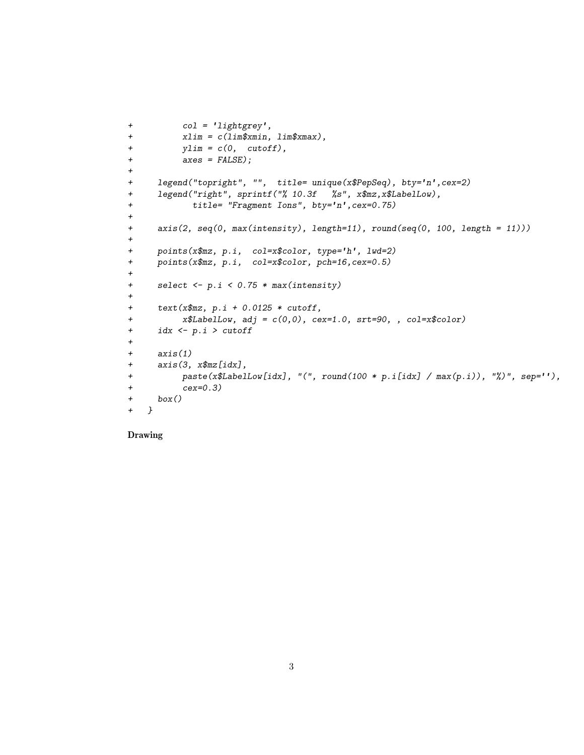```
+         col = 'lightgrey',
+         xlim = c(lim$xmin, lim$xmax),
+         ylim = c(0,  cutoff),
+         axes = FALSE);
+
+     legend("topright", "",  title= unique(x$PepSeq), bty='n',cex=2)
+     legend("right", sprintf("% 10.3f   %s", x$mz,x$LabelLow),
+            title= "Fragment Ions", bty='n',cex=0.75)
+
+     axis(2, seq(0, max(intensity), length=11), round(seq(0, 100, length = 11)))
+
+     points(x$mz, p.i,  col=x$color, type='h', lwd=2)
+     points(x$mz, p.i,  col=x$color, pch=16,cex=0.5)
+
+     select <- p.i < 0.75 * max(intensity)
+
+     text(x$mz, p.i + 0.0125 * cutoff,
+          x$LabelLow, adj = c(0,0), cex=1.0, srt=90, , col=x$color)
+     idx <- p.i > cutoff
+
+     axis(1)
+     axis(3, x$mz[idx],
+          paste(x$LabelLow[idx], "(", round(100 * p.i[idx] / max(p.i)), "%)", sep=''),
+          cex=0.3)
+     box()
+   }
```

**Drawing**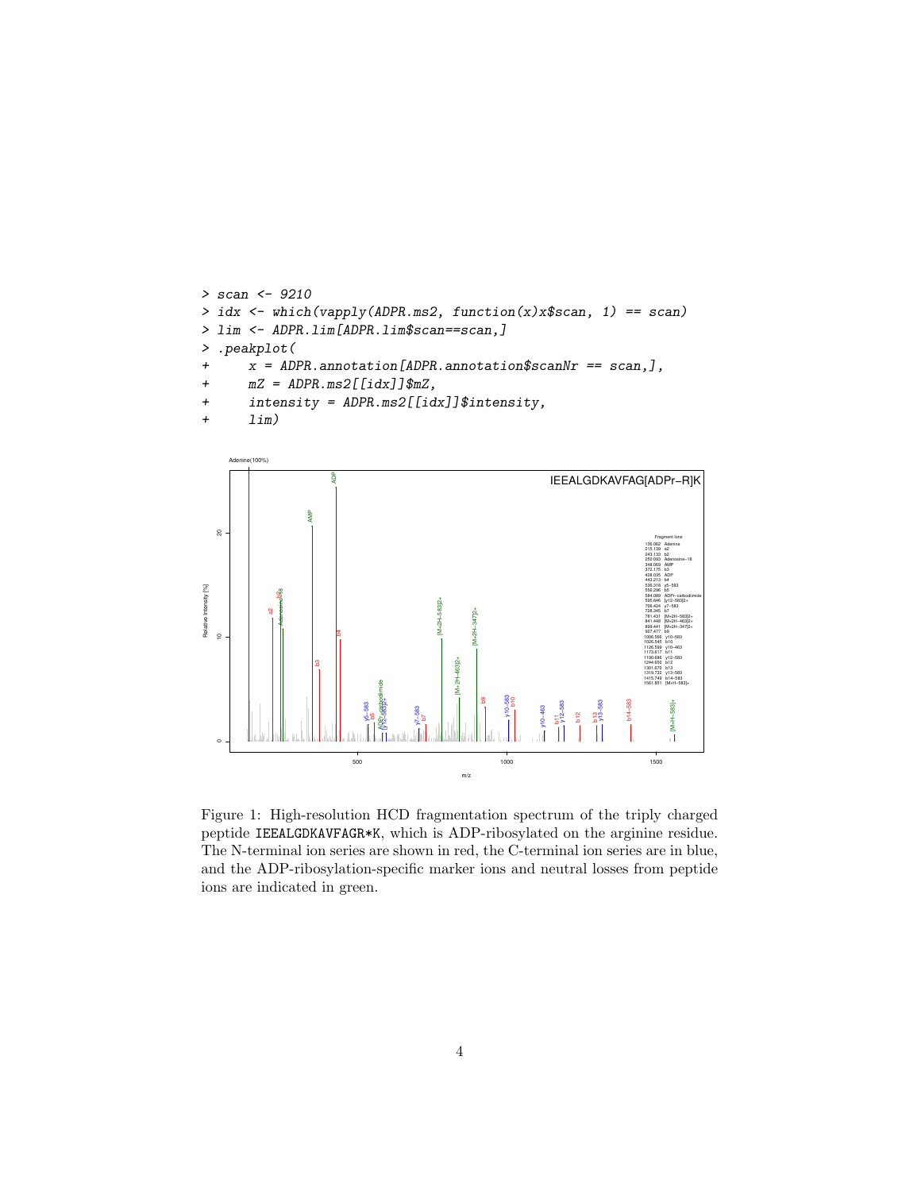```
> scan <- 9210
> idx <- which(vapply(ADPR.ms2, function(x)x$scan, 1) == scan)
> lim <- ADPR.lim[ADPR.lim$scan==scan,]
> .peakplot(
+     x = ADPR.annotation[ADPR.annotation$scanNr == scan,],
+     mZ = ADPR.ms2[[idx]]$mZ,
+     intensity = ADPR.ms2[[idx]]$intensity,
+     lim)
```

Figure 1: High-resolution HCD fragmentation spectrum of the triply charged peptide IEEALGDKAVFAGR*K, which is ADP-ribosylated on the arginine residue. The N-terminal ion series are shown in red, the C-terminal ion series are in blue, and the ADP-ribosylation-specific marker ions and neutral losses from peptide ions are indicated in green.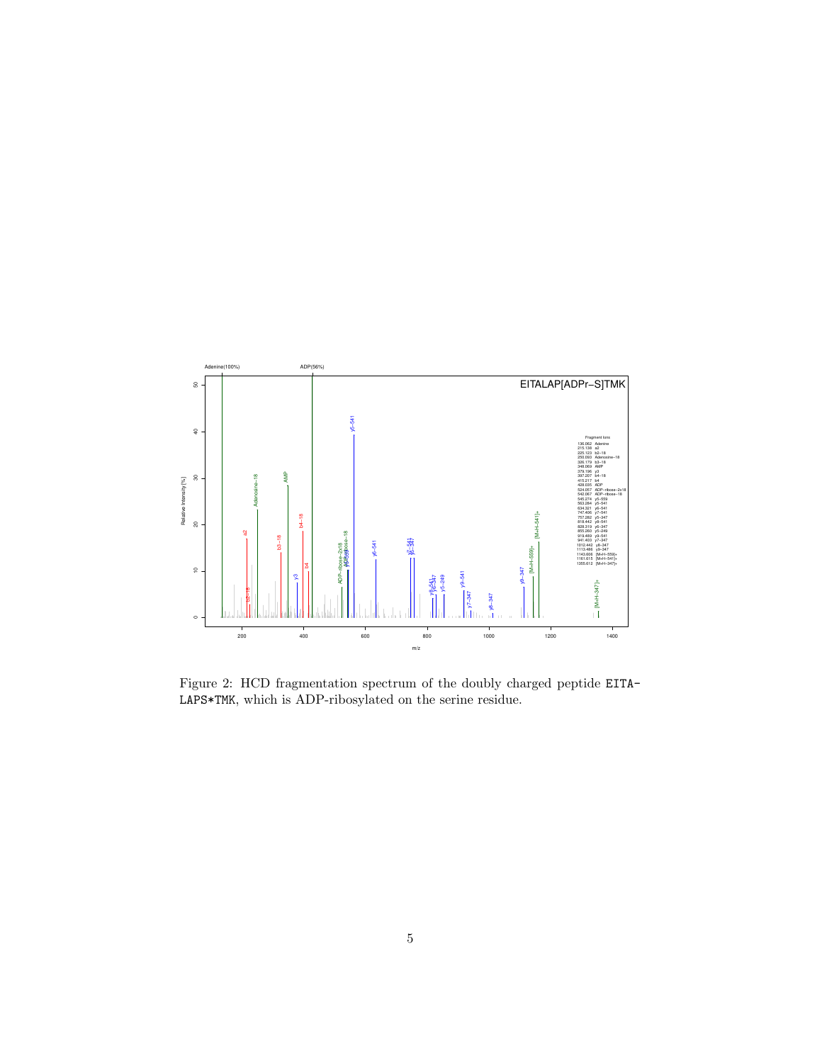Figure 2: HCD fragmentation spectrum of the doubly charged peptide EITA-LAPS*TMK, which is ADP-ribosylated on the serine residue.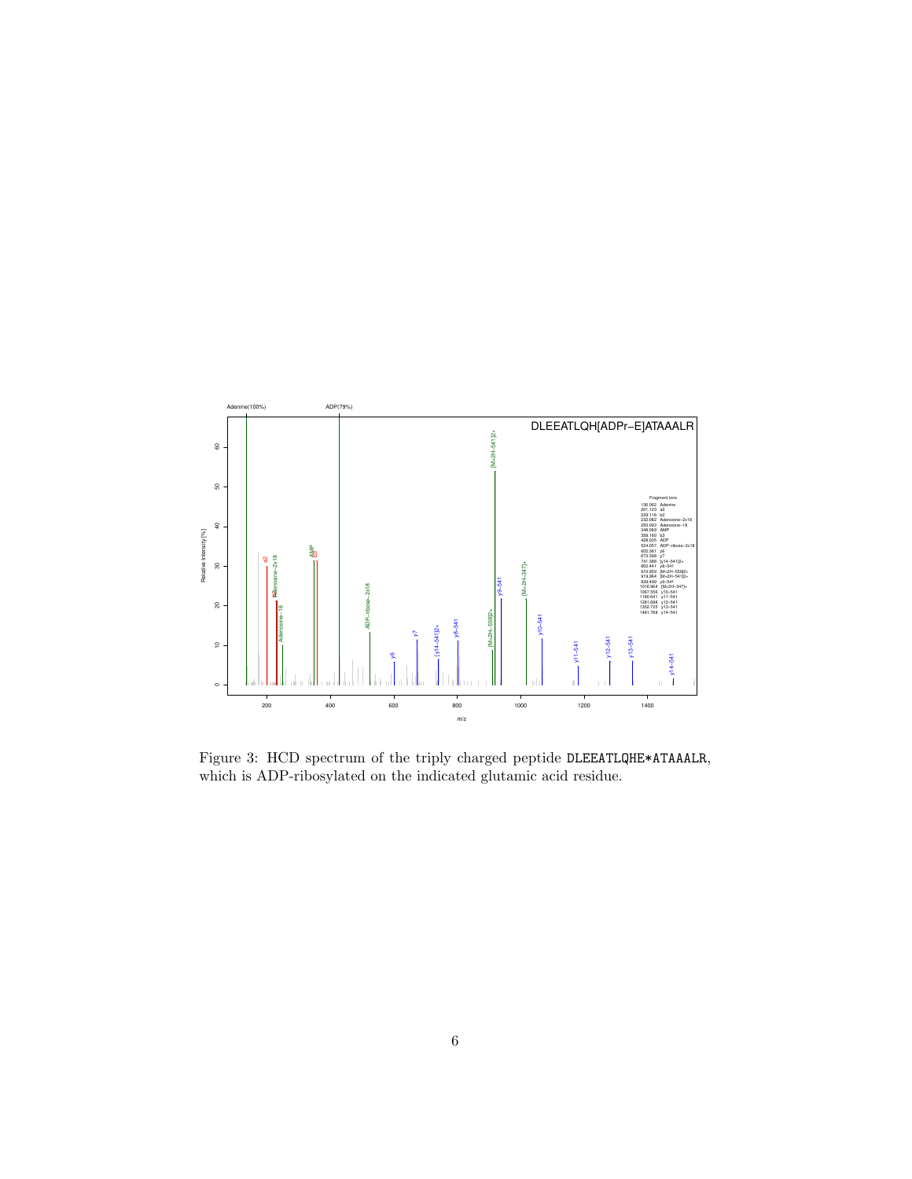Figure 3: HCD spectrum of the triply charged peptide DLEEATLQHE*ATAAALR, which is ADP-ribosylated on the indicated glutamic acid residue.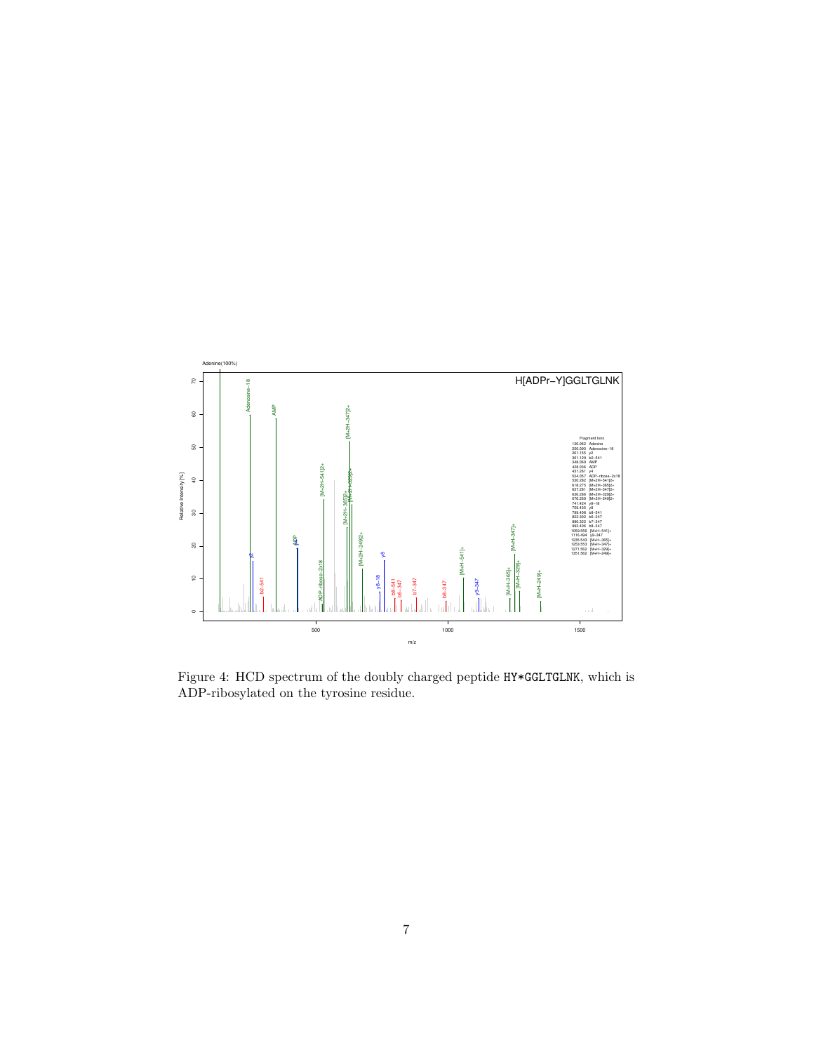Figure 4: HCD spectrum of the doubly charged peptide HY*GGLTGLNK, which is ADP-ribosylated on the tyrosine residue.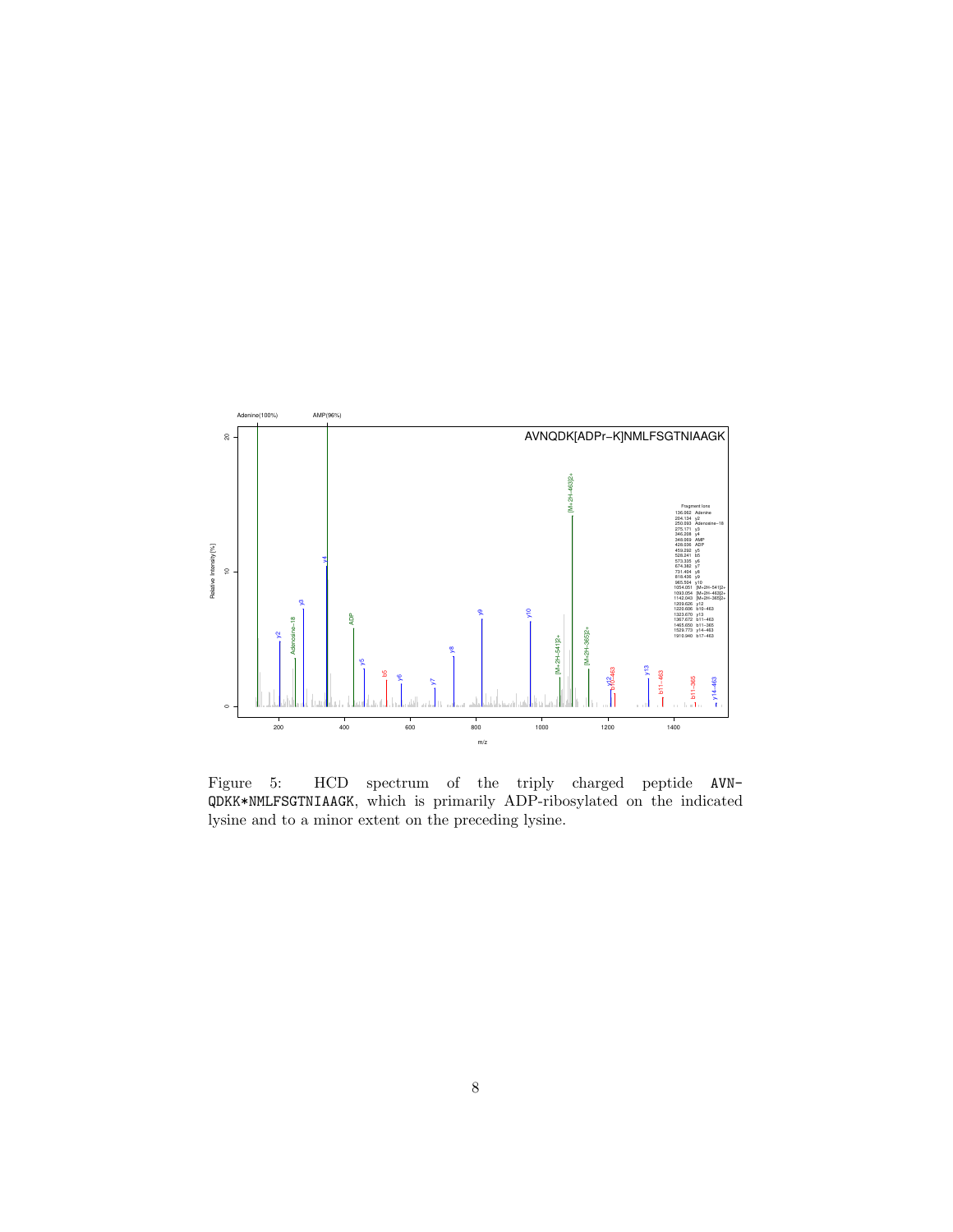Figure 5: HCD spectrum of the triply charged peptide AVNQDKK*NMLFSGTNIAAGK, which is primarily ADP-ribosylated on the indicated lysine and to a minor extent on the preceding lysine.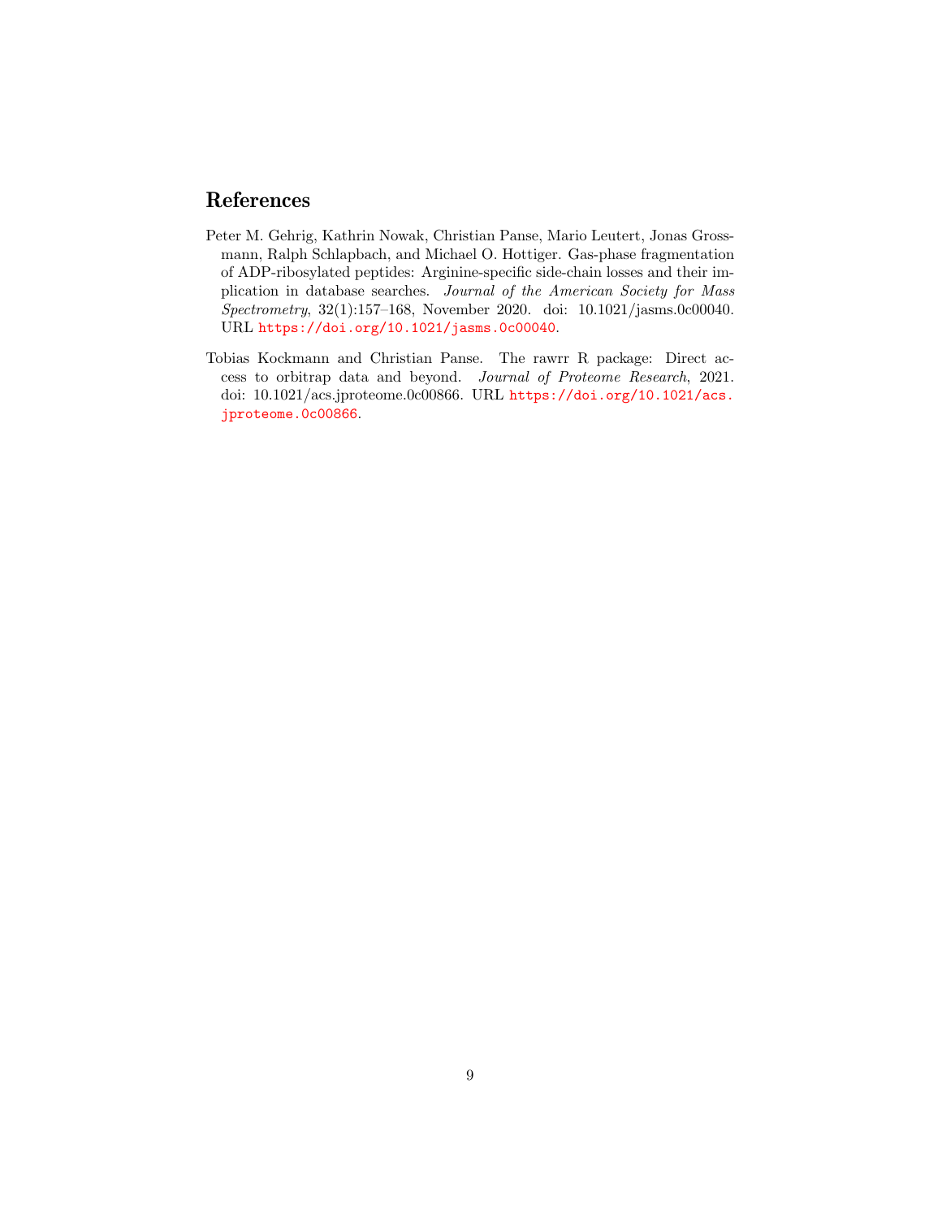## References

Peter M. Gehrig, Kathrin Nowak, Christian Panse, Mario Leutert, Jonas Grossmann, Ralph Schlapbach, and Michael O. Hottiger. Gas-phase fragmentation of ADP-ribosylated peptides: Arginine-specific side-chain losses and their implication in database searches. *Journal of the American Society for Mass Spectrometry*, 32(1):157–168, November 2020. doi: 10.1021/jasms.0c00040. URL https://doi.org/10.1021/jasms.0c00040.

Tobias Kockmann and Christian Panse. The rawrr R package: Direct access to orbitrap data and beyond. *Journal of Proteome Research*, 2021. doi: 10.1021/acs.jproteome.0c00866. URL https://doi.org/10.1021/acs.jproteome.0c00866.